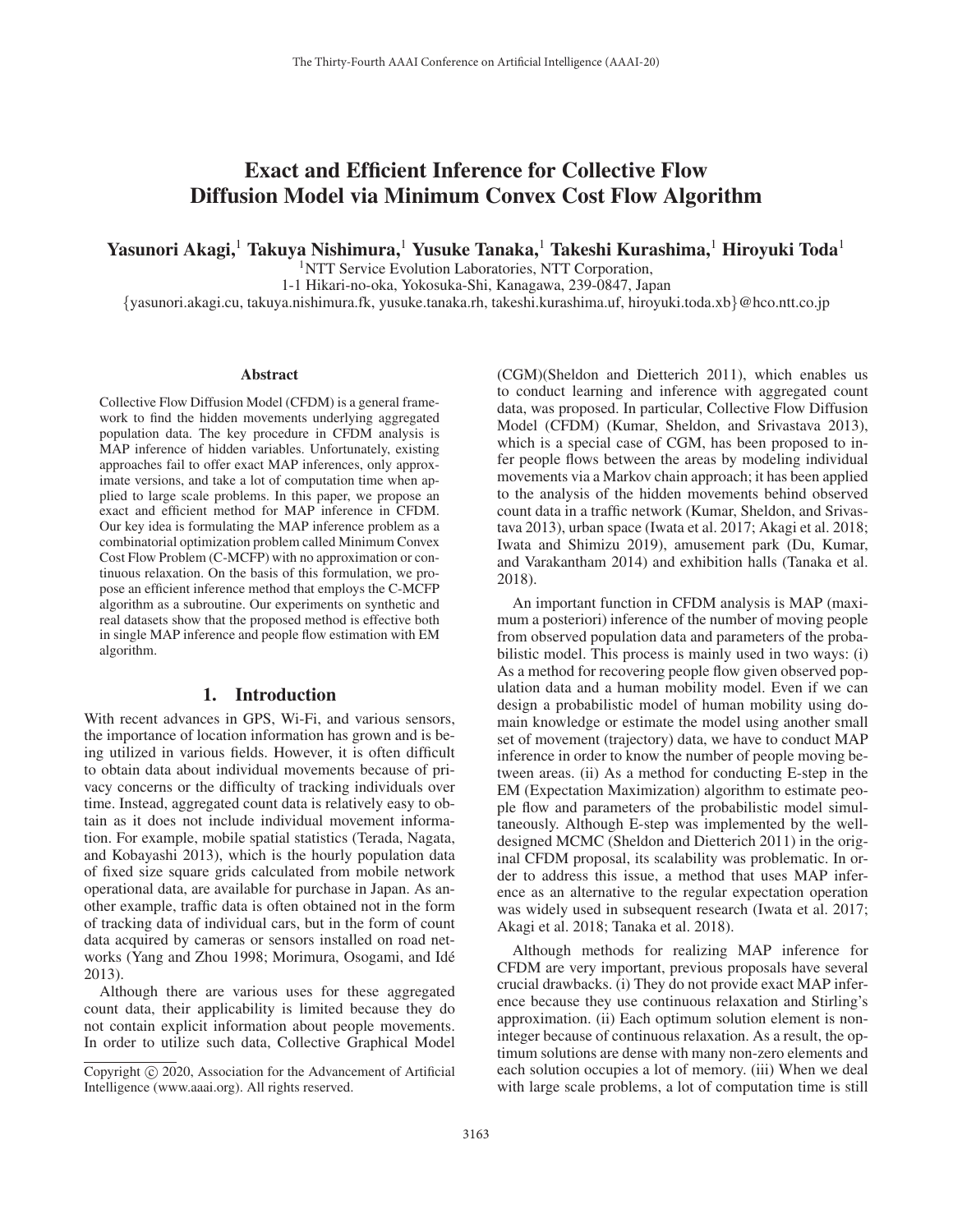# Exact and Efficient Inference for Collective Flow Diffusion Model via Minimum Convex Cost Flow Algorithm

**Yasunori Akagi,[1] Takuya Nishimura,[1] Yusuke Tanaka,[1] Takeshi Kurashima,[1] Hiroyuki Toda[1]**

[1]NTT Service Evolution Laboratories, NTT Corporation,
1-1 Hikari-no-oka, Yokosuka-Shi, Kanagawa, 239-0847, Japan
{yasunori.akagi.cu, takuya.nishimura.fk, yusuke.tanaka.rh, takeshi.kurashima.uf, hiroyuki.toda.xb}@hco.ntt.co.jp

### Abstract

Collective Flow Diffusion Model (CFDM) is a general framework to find the hidden movements underlying aggregated population data. The key procedure in CFDM analysis is MAP inference of hidden variables. Unfortunately, existing approaches fail to offer exact MAP inferences, only approximate versions, and take a lot of computation time when applied to large scale problems. In this paper, we propose an exact and efficient method for MAP inference in CFDM. Our key idea is formulating the MAP inference problem as a combinatorial optimization problem called Minimum Convex Cost Flow Problem (C-MCFP) with no approximation or continuous relaxation. On the basis of this formulation, we propose an efficient inference method that employs the C-MCFP algorithm as a subroutine. Our experiments on synthetic and real datasets show that the proposed method is effective both in single MAP inference and people flow estimation with EM algorithm.

## 1. Introduction

With recent advances in GPS, Wi-Fi, and various sensors, the importance of location information has grown and is being utilized in various fields. However, it is often difficult to obtain data about individual movements because of privacy concerns or the difficulty of tracking individuals over time. Instead, aggregated count data is relatively easy to obtain as it does not include individual movement information. For example, mobile spatial statistics (Terada, Nagata, and Kobayashi 2013), which is the hourly population data of fixed size square grids calculated from mobile network operational data, are available for purchase in Japan. As another example, traffic data is often obtained not in the form of tracking data of individual cars, but in the form of count data acquired by cameras or sensors installed on road networks (Yang and Zhou 1998; Morimura, Osogami, and Idé 2013).

Although there are various uses for these aggregated count data, their applicability is limited because they do not contain explicit information about people movements. In order to utilize such data, Collective Graphical Model (CGM)(Sheldon and Dietterich 2011), which enables us to conduct learning and inference with aggregated count data, was proposed. In particular, Collective Flow Diffusion Model (CFDM) (Kumar, Sheldon, and Srivastava 2013), which is a special case of CGM, has been proposed to infer people flows between the areas by modeling individual movements via a Markov chain approach; it has been applied to the analysis of the hidden movements behind observed count data in a traffic network (Kumar, Sheldon, and Srivastava 2013), urban space (Iwata et al. 2017; Akagi et al. 2018; Iwata and Shimizu 2019), amusement park (Du, Kumar, and Varakantham 2014) and exhibition halls (Tanaka et al. 2018).

An important function in CFDM analysis is MAP (maximum a posteriori) inference of the number of moving people from observed population data and parameters of the probabilistic model. This process is mainly used in two ways: (i) As a method for recovering people flow given observed population data and a human mobility model. Even if we can design a probabilistic model of human mobility using domain knowledge or estimate the model using another small set of movement (trajectory) data, we have to conduct MAP inference in order to know the number of people moving between areas. (ii) As a method for conducting E-step in the EM (Expectation Maximization) algorithm to estimate people flow and parameters of the probabilistic model simultaneously. Although E-step was implemented by the well-designed MCMC (Sheldon and Dietterich 2011) in the original CFDM proposal, its scalability was problematic. In order to address this issue, a method that uses MAP inference as an alternative to the regular expectation operation was widely used in subsequent research (Iwata et al. 2017; Akagi et al. 2018; Tanaka et al. 2018).

Although methods for realizing MAP inference for CFDM are very important, previous proposals have several crucial drawbacks. (i) They do not provide exact MAP inference because they use continuous relaxation and Stirling's approximation. (ii) Each optimum solution element is non-integer because of continuous relaxation. As a result, the optimum solutions are dense with many non-zero elements and each solution occupies a lot of memory. (iii) When we deal with large scale problems, a lot of computation time is still

Copyright © 2020, Association for the Advancement of Artificial Intelligence (www.aaai.org). All rights reserved.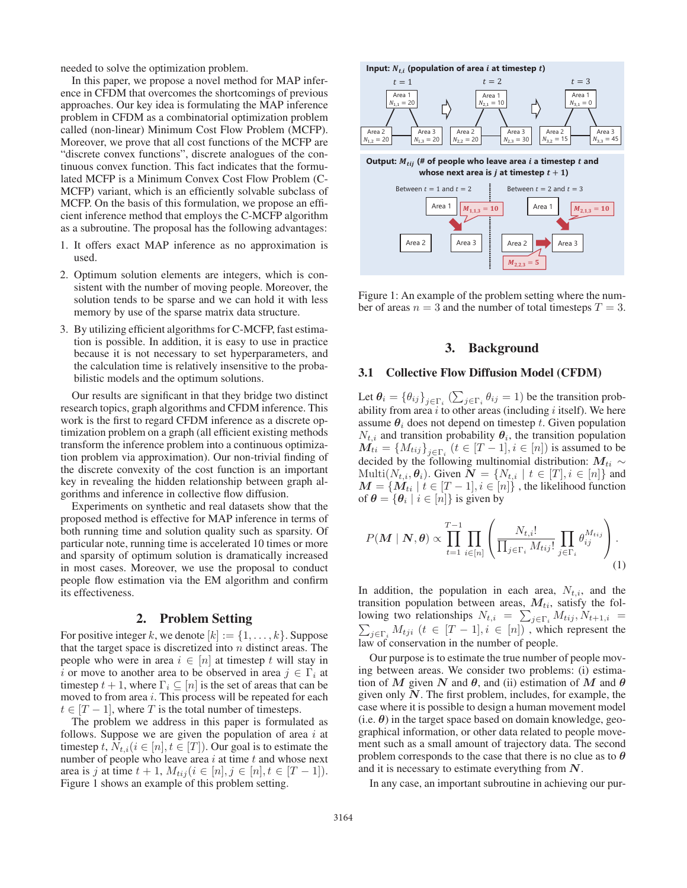needed to solve the optimization problem.

In this paper, we propose a novel method for MAP inference in CFDM that overcomes the shortcomings of previous approaches. Our key idea is formulating the MAP inference problem in CFDM as a combinatorial optimization problem called (non-linear) Minimum Cost Flow Problem (MCFP). Moreover, we prove that all cost functions of the MCFP are "discrete convex functions", discrete analogues of the continuous convex function. This fact indicates that the formulated MCFP is a Minimum Convex Cost Flow Problem (C-MCFP) variant, which is an efficiently solvable subclass of MCFP. On the basis of this formulation, we propose an efficient inference method that employs the C-MCFP algorithm as a subroutine. The proposal has the following advantages:

1. It offers exact MAP inference as no approximation is used.
2. Optimum solution elements are integers, which is consistent with the number of moving people. Moreover, the solution tends to be sparse and we can hold it with less memory by use of the sparse matrix data structure.
3. By utilizing efficient algorithms for C-MCFP, fast estimation is possible. In addition, it is easy to use in practice because it is not necessary to set hyperparameters, and the calculation time is relatively insensitive to the probabilistic models and the optimum solutions.

Our results are significant in that they bridge two distinct research topics, graph algorithms and CFDM inference. This work is the first to regard CFDM inference as a discrete optimization problem on a graph (all efficient existing methods transform the inference problem into a continuous optimization problem via approximation). Our non-trivial finding of the discrete convexity of the cost function is an important key in revealing the hidden relationship between graph algorithms and inference in collective flow diffusion.

Experiments on synthetic and real datasets show that the proposed method is effective for MAP inference in terms of both running time and solution quality such as sparsity. Of particular note, running time is accelerated 10 times or more and sparsity of optimum solution is dramatically increased in most cases. Moreover, we use the proposal to conduct people flow estimation via the EM algorithm and confirm its effectiveness.

## 2. Problem Setting

For positive integer $k$, we denote $[k] := \{1, \ldots, k\}$. Suppose that the target space is discretized into $n$ distinct areas. The people who were in area $i \in [n]$ at timestep $t$ will stay in $i$ or move to another area to be observed in area $j \in \Gamma_i$ at timestep $t+1$, where $\Gamma_i \subseteq [n]$ is the set of areas that can be moved to from area $i$. This process will be repeated for each $t \in [T-1]$, where $T$ is the total number of timesteps.

The problem we address in this paper is formulated as follows. Suppose we are given the population of area $i$ at timestep $t$, $N_{t,i} (i \in [n], t \in [T])$. Our goal is to estimate the number of people who leave area $i$ at time $t$ and whose next area is $j$ at time $t+1$, $M_{tij} (i \in [n], j \in [n], t \in [T-1])$. Figure 1 shows an example of this problem setting.

**Input:** $N_{t,i}$ **(population of area** $i$ **at timestep** $t$**)**

$t=1$: Area 1 $N_{1,1}=20$, Area 2 $N_{1,2}=20$, Area 3 $N_{1,3}=20$; $t=2$: Area 1 $N_{2,1}=10$, Area 2 $N_{2,2}=20$, Area 3 $N_{2,3}=30$; $t=3$: Area 1 $N_{3,1}=0$, Area 2 $N_{3,2}=15$, Area 3 $N_{3,3}=45$

**Output:** $M_{tij}$ **(# of people who leave area** $i$ **a timestep** $t$ **and whose next area is** $j$ **at timestep** $t+1$**)**

Between $t=1$ and $t=2$: $M_{1,1,3}=10$; Between $t=2$ and $t=3$: $M_{2,1,3}=10$, $M_{2,2,3}=5$

Figure 1: An example of the problem setting where the number of areas $n=3$ and the number of total timesteps $T=3$.

## 3. Background

### 3.1 Collective Flow Diffusion Model (CFDM)

Let $\boldsymbol{\theta}_i = \{\theta_{ij}\}_{j \in \Gamma_i}$ $(\sum_{j \in \Gamma_i} \theta_{ij} = 1)$ be the transition probability from area $i$ to other areas (including $i$ itself). We here assume $\boldsymbol{\theta}_i$ does not depend on timestep $t$. Given population $N_{t,i}$ and transition probability $\boldsymbol{\theta}_i$, the transition population $\boldsymbol{M}_{ti} = \{M_{tij}\}_{j \in \Gamma_i}$ $(t \in [T-1], i \in [n])$ is assumed to be decided by the following multinomial distribution: $\boldsymbol{M}_{ti} \sim \mathrm{Multi}(N_{t,i}, \boldsymbol{\theta}_i)$. Given $\boldsymbol{N} = \{N_{t,i} \mid t \in [T], i \in [n]\}$ and $\boldsymbol{M} = \{\boldsymbol{M}_{ti} \mid t \in [T-1], i \in [n]\}$, the likelihood function of $\boldsymbol{\theta} = \{\boldsymbol{\theta}_i \mid i \in [n]\}$ is given by

$$P(\boldsymbol{M} \mid \boldsymbol{N}, \boldsymbol{\theta}) \propto \prod_{t=1}^{T-1} \prod_{i \in [n]} \left( \frac{N_{t,i}!}{\prod_{j \in \Gamma_i} M_{tij}!} \prod_{j \in \Gamma_i} \theta_{ij}^{M_{tij}} \right). \tag{1}$$

In addition, the population in each area, $N_{t,i}$, and the transition population between areas, $\boldsymbol{M}_{ti}$, satisfy the following two relationships $N_{t,i} = \sum_{j \in \Gamma_i} M_{tij}, N_{t+1,i} = \sum_{j \in \Gamma_i} M_{tji}$ $(t \in [T-1], i \in [n])$ , which represent the law of conservation in the number of people.

Our purpose is to estimate the true number of people moving between areas. We consider two problems: (i) estimation of $\boldsymbol{M}$ given $\boldsymbol{N}$ and $\boldsymbol{\theta}$, and (ii) estimation of $\boldsymbol{M}$ and $\boldsymbol{\theta}$ given only $\boldsymbol{N}$. The first problem, includes, for example, the case where it is possible to design a human movement model (i.e. $\boldsymbol{\theta}$) in the target space based on domain knowledge, geographical information, or other data related to people movement such as a small amount of trajectory data. The second problem corresponds to the case that there is no clue as to $\boldsymbol{\theta}$ and it is necessary to estimate everything from $\boldsymbol{N}$.

In any case, an important subroutine in achieving our pur-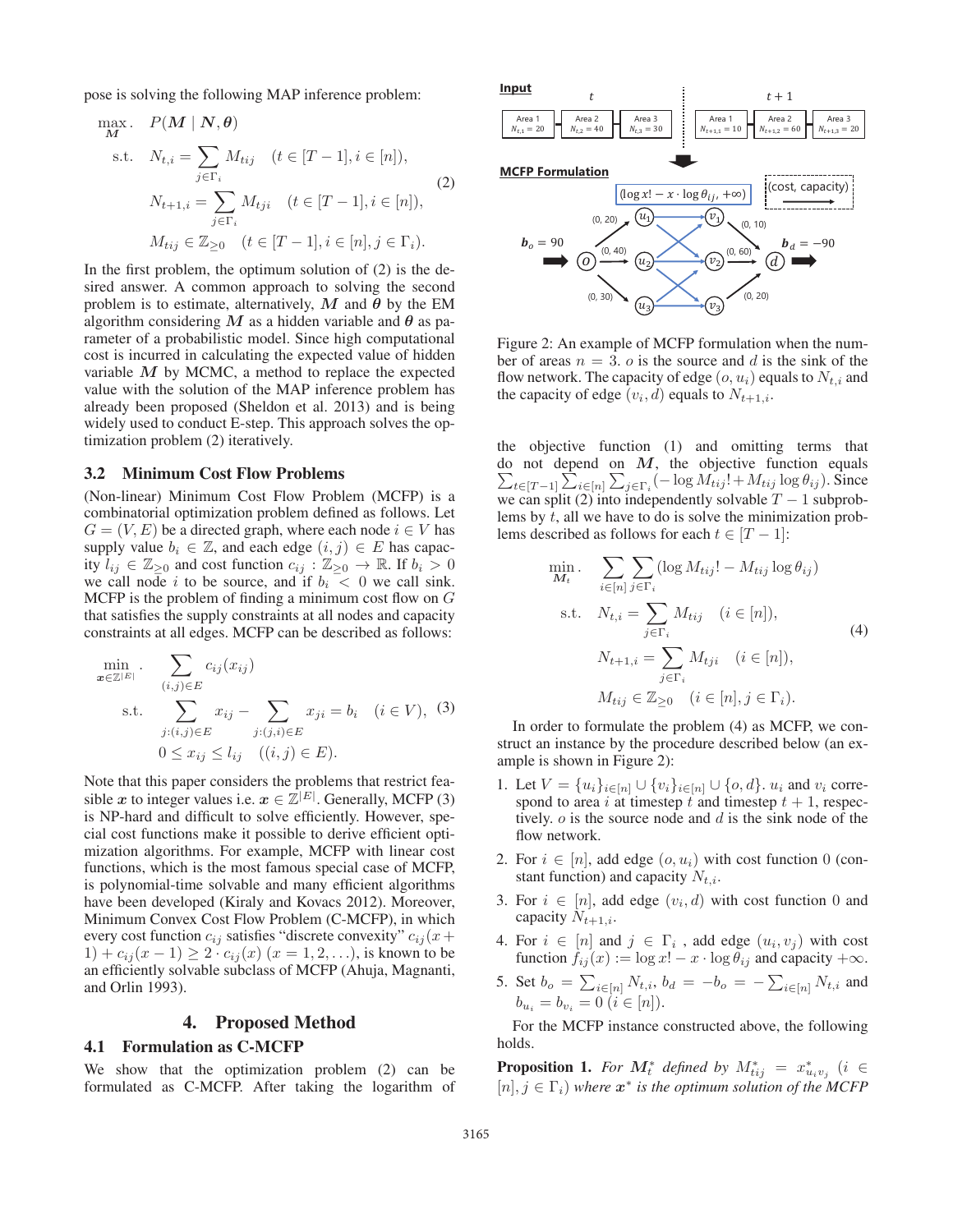pose is solving the following MAP inference problem:

$$
\begin{aligned}
\max_{\boldsymbol{M}}. \quad & P(\boldsymbol{M} \mid \boldsymbol{N}, \boldsymbol{\theta}) \\
\text{s.t.} \quad & N_{t,i} = \sum_{j \in \Gamma_i} M_{tij} \quad (t \in [T-1], i \in [n]), \\
& N_{t+1,i} = \sum_{j \in \Gamma_i} M_{tji} \quad (t \in [T-1], i \in [n]), \\
& M_{tij} \in \mathbb{Z}_{\geq 0} \quad (t \in [T-1], i \in [n], j \in \Gamma_i).
\end{aligned}
\tag{2}
$$

In the first problem, the optimum solution of (2) is the desired answer. A common approach to solving the second problem is to estimate, alternatively, $\boldsymbol{M}$ and $\boldsymbol{\theta}$ by the EM algorithm considering $\boldsymbol{M}$ as a hidden variable and $\boldsymbol{\theta}$ as parameter of a probabilistic model. Since high computational cost is incurred in calculating the expected value of hidden variable $\boldsymbol{M}$ by MCMC, a method to replace the expected value with the solution of the MAP inference problem has already been proposed (Sheldon et al. 2013) and is being widely used to conduct E-step. This approach solves the optimization problem (2) iteratively.

### 3.2 Minimum Cost Flow Problems

(Non-linear) Minimum Cost Flow Problem (MCFP) is a combinatorial optimization problem defined as follows. Let $G = (V, E)$ be a directed graph, where each node $i \in V$ has supply value $b_i \in \mathbb{Z}$, and each edge $(i, j) \in E$ has capacity $l_{ij} \in \mathbb{Z}_{\geq 0}$ and cost function $c_{ij} : \mathbb{Z}_{\geq 0} \to \mathbb{R}$. If $b_i > 0$ we call node $i$ to be source, and if $b_i < 0$ we call sink. MCFP is the problem of finding a minimum cost flow on $G$ that satisfies the supply constraints at all nodes and capacity constraints at all edges. MCFP can be described as follows:

$$
\begin{aligned}
\min_{\boldsymbol{x} \in \mathbb{Z}^{|E|}}. \quad & \sum_{(i,j) \in E} c_{ij}(x_{ij}) \\
\text{s.t.} \quad & \sum_{j:(i,j) \in E} x_{ij} - \sum_{j:(j,i) \in E} x_{ji} = b_i \quad (i \in V), \\
& 0 \leq x_{ij} \leq l_{ij} \quad ((i,j) \in E).
\end{aligned}
\tag{3}
$$

Note that this paper considers the problems that restrict feasible $\boldsymbol{x}$ to integer values i.e. $\boldsymbol{x} \in \mathbb{Z}^{|E|}$. Generally, MCFP (3) is NP-hard and difficult to solve efficiently. However, special cost functions make it possible to derive efficient optimization algorithms. For example, MCFP with linear cost functions, which is the most famous special case of MCFP, is polynomial-time solvable and many efficient algorithms have been developed (Kiraly and Kovacs 2012). Moreover, Minimum Convex Cost Flow Problem (C-MCFP), in which every cost function $c_{ij}$ satisfies "discrete convexity" $c_{ij}(x+1) + c_{ij}(x-1) \geq 2 \cdot c_{ij}(x)$ $(x = 1, 2, \ldots)$, is known to be an efficiently solvable subclass of MCFP (Ahuja, Magnanti, and Orlin 1993).

## 4. Proposed Method

### 4.1 Formulation as C-MCFP

We show that the optimization problem (2) can be formulated as C-MCFP. After taking the logarithm of the objective function (1) and omitting terms that do not depend on $\boldsymbol{M}$, the objective function equals $\sum_{t \in [T-1]} \sum_{i \in [n]} \sum_{j \in \Gamma_i} (-\log M_{tij}! + M_{tij} \log \theta_{ij})$. Since we can split (2) into independently solvable $T-1$ subproblems by $t$, all we have to do is solve the minimization problems described as follows for each $t \in [T-1]$:

$$
\begin{aligned}
\min_{\boldsymbol{M}_t}. \quad & \sum_{i \in [n]} \sum_{j \in \Gamma_i} (\log M_{tij}! - M_{tij} \log \theta_{ij}) \\
\text{s.t.} \quad & N_{t,i} = \sum_{j \in \Gamma_i} M_{tij} \quad (i \in [n]), \\
& N_{t+1,i} = \sum_{j \in \Gamma_i} M_{tji} \quad (i \in [n]), \\
& M_{tij} \in \mathbb{Z}_{\geq 0} \quad (i \in [n], j \in \Gamma_i).
\end{aligned}
\tag{4}
$$

Figure 2: An example of MCFP formulation when the number of areas $n = 3$. $o$ is the source and $d$ is the sink of the flow network. The capacity of edge $(o, u_i)$ equals to $N_{t,i}$ and the capacity of edge $(v_i, d)$ equals to $N_{t+1,i}$.

In order to formulate the problem (4) as MCFP, we construct an instance by the procedure described below (an example is shown in Figure 2):

1. Let $V = \{u_i\}_{i \in [n]} \cup \{v_i\}_{i \in [n]} \cup \{o, d\}$. $u_i$ and $v_i$ correspond to area $i$ at timestep $t$ and timestep $t+1$, respectively. $o$ is the source node and $d$ is the sink node of the flow network.
2. For $i \in [n]$, add edge $(o, u_i)$ with cost function 0 (constant function) and capacity $N_{t,i}$.
3. For $i \in [n]$, add edge $(v_i, d)$ with cost function 0 and capacity $N_{t+1,i}$.
4. For $i \in [n]$ and $j \in \Gamma_i$ , add edge $(u_i, v_j)$ with cost function $f_{ij}(x) := \log x! - x \cdot \log \theta_{ij}$ and capacity $+\infty$.
5. Set $b_o = \sum_{i \in [n]} N_{t,i}$, $b_d = -b_o = -\sum_{i \in [n]} N_{t,i}$ and $b_{u_i} = b_{v_i} = 0$ $(i \in [n])$.

For the MCFP instance constructed above, the following holds.

**Proposition 1.** *For $\boldsymbol{M}_t^*$ defined by $M_{tij}^* = x_{u_i v_j}^*$ $(i \in [n], j \in \Gamma_i)$ where $\boldsymbol{x}^*$ is the optimum solution of the MCFP*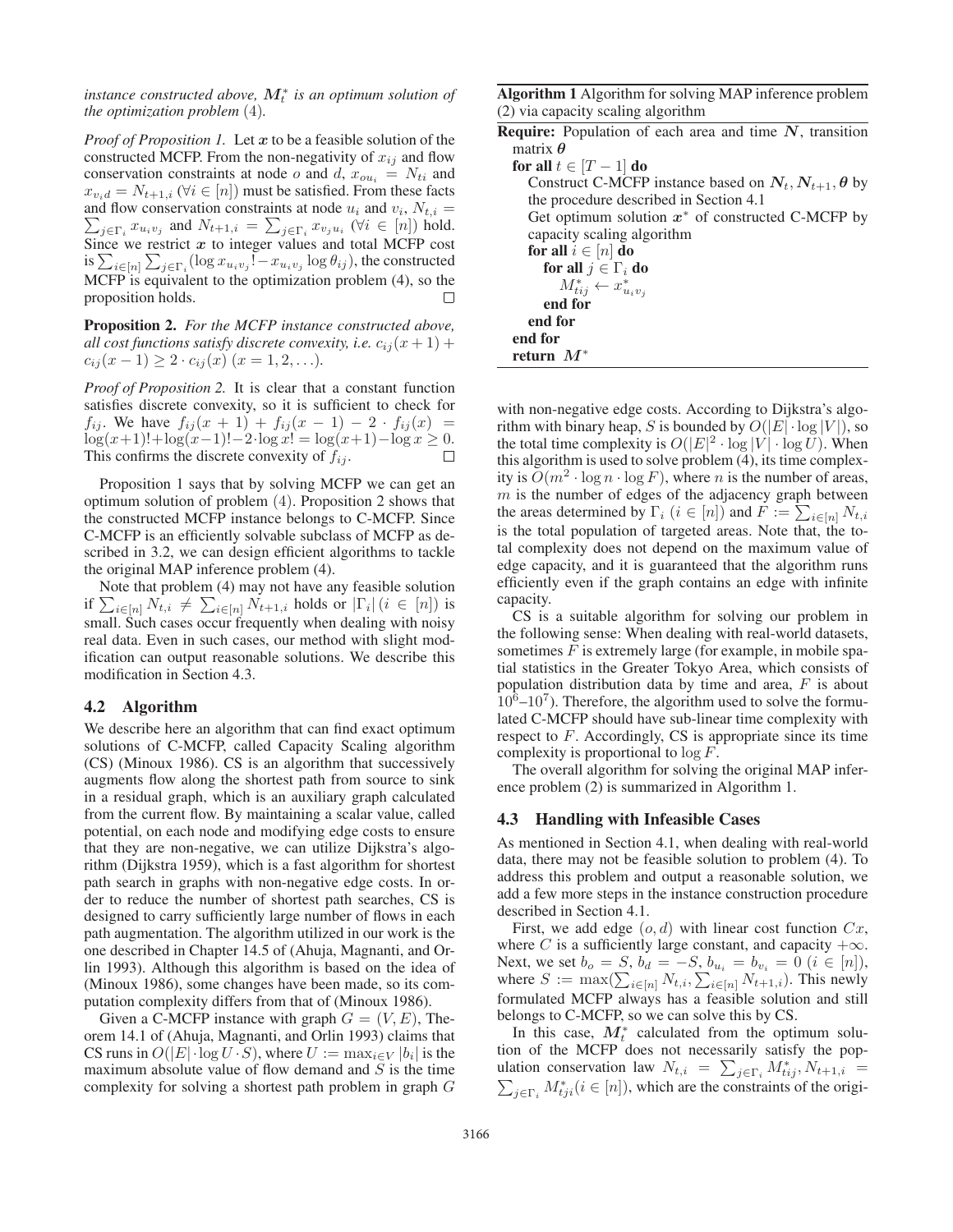*instance constructed above, $\boldsymbol{M}_t^*$ is an optimum solution of the optimization problem* (4).

*Proof of Proposition 1.* Let $\boldsymbol{x}$ to be a feasible solution of the constructed MCFP. From the non-negativity of $x_{ij}$ and flow conservation constraints at node $o$ and $d$, $x_{ou_i} = N_{ti}$ and $x_{v_i d} = N_{t+1,i}$ ($\forall i \in [n]$) must be satisfied. From these facts and flow conservation constraints at node $u_i$ and $v_i$, $N_{t,i} = \sum_{j \in \Gamma_i} x_{u_i v_j}$ and $N_{t+1,i} = \sum_{j \in \Gamma_i} x_{v_j u_i}$ ($\forall i \in [n]$) hold. Since we restrict $\boldsymbol{x}$ to integer values and total MCFP cost is $\sum_{i \in [n]} \sum_{j \in \Gamma_i} (\log x_{u_i v_j}! - x_{u_i v_j} \log \theta_{ij})$, the constructed MCFP is equivalent to the optimization problem (4), so the proposition holds. □

**Proposition 2.** *For the MCFP instance constructed above, all cost functions satisfy discrete convexity, i.e.* $c_{ij}(x+1) + c_{ij}(x-1) \geq 2 \cdot c_{ij}(x)$ $(x = 1, 2, \ldots)$.

*Proof of Proposition 2.* It is clear that a constant function satisfies discrete convexity, so it is sufficient to check for $f_{ij}$. We have $f_{ij}(x+1) + f_{ij}(x-1) - 2 \cdot f_{ij}(x) = \log(x+1)! + \log(x-1)! - 2 \cdot \log x! = \log(x+1) - \log x \geq 0$. This confirms the discrete convexity of $f_{ij}$. □

Proposition 1 says that by solving MCFP we can get an optimum solution of problem (4). Proposition 2 shows that the constructed MCFP instance belongs to C-MCFP. Since C-MCFP is an efficiently solvable subclass of MCFP as described in 3.2, we can design efficient algorithms to tackle the original MAP inference problem (4).

Note that problem (4) may not have any feasible solution if $\sum_{i \in [n]} N_{t,i} \neq \sum_{i \in [n]} N_{t+1,i}$ holds or $|\Gamma_i|$ $(i \in [n])$ is small. Such cases occur frequently when dealing with noisy real data. Even in such cases, our method with slight modification can output reasonable solutions. We describe this modification in Section 4.3.

## 4.2 Algorithm

We describe here an algorithm that can find exact optimum solutions of C-MCFP, called Capacity Scaling algorithm (CS) (Minoux 1986). CS is an algorithm that successively augments flow along the shortest path from source to sink in a residual graph, which is an auxiliary graph calculated from the current flow. By maintaining a scalar value, called potential, on each node and modifying edge costs to ensure that they are non-negative, we can utilize Dijkstra's algorithm (Dijkstra 1959), which is a fast algorithm for shortest path search in graphs with non-negative edge costs. In order to reduce the number of shortest path searches, CS is designed to carry sufficiently large number of flows in each path augmentation. The algorithm utilized in our work is the one described in Chapter 14.5 of (Ahuja, Magnanti, and Orlin 1993). Although this algorithm is based on the idea of (Minoux 1986), some changes have been made, so its computation complexity differs from that of (Minoux 1986).

Given a C-MCFP instance with graph $G = (V, E)$, Theorem 14.1 of (Ahuja, Magnanti, and Orlin 1993) claims that CS runs in $O(|E| \cdot \log U \cdot S)$, where $U := \max_{i \in V} |b_i|$ is the maximum absolute value of flow demand and $S$ is the time complexity for solving a shortest path problem in graph $G$ with non-negative edge costs. According to Dijkstra's algorithm with binary heap, $S$ is bounded by $O(|E| \cdot \log |V|)$, so the total time complexity is $O(|E|^2 \cdot \log |V| \cdot \log U)$. When this algorithm is used to solve problem (4), its time complexity is $O(m^2 \cdot \log n \cdot \log F)$, where $n$ is the number of areas, $m$ is the number of edges of the adjacency graph between the areas determined by $\Gamma_i$ $(i \in [n])$ and $F := \sum_{i \in [n]} N_{t,i}$ is the total population of targeted areas. Note that, the total complexity does not depend on the maximum value of edge capacity, and it is guaranteed that the algorithm runs efficiently even if the graph contains an edge with infinite capacity.

CS is a suitable algorithm for solving our problem in the following sense: When dealing with real-world datasets, sometimes $F$ is extremely large (for example, in mobile spatial statistics in the Greater Tokyo Area, which consists of population distribution data by time and area, $F$ is about $10^6$–$10^7$). Therefore, the algorithm used to solve the formulated C-MCFP should have sub-linear time complexity with respect to $F$. Accordingly, CS is appropriate since its time complexity is proportional to $\log F$.

The overall algorithm for solving the original MAP inference problem (2) is summarized in Algorithm 1.

**Algorithm 1** Algorithm for solving MAP inference problem (2) via capacity scaling algorithm

```
Require: Population of each area and time N, transition matrix θ
  for all t ∈ [T − 1] do
    Construct C-MCFP instance based on N_t, N_{t+1}, θ by the procedure described in Section 4.1
    Get optimum solution x* of constructed C-MCFP by capacity scaling algorithm
    for all i ∈ [n] do
      for all j ∈ Γ_i do
        M*_{tij} ← x*_{u_i v_j}
      end for
    end for
  end for
  return M*
```

## 4.3 Handling with Infeasible Cases

As mentioned in Section 4.1, when dealing with real-world data, there may not be feasible solution to problem (4). To address this problem and output a reasonable solution, we add a few more steps in the instance construction procedure described in Section 4.1.

First, we add edge $(o, d)$ with linear cost function $Cx$, where $C$ is a sufficiently large constant, and capacity $+\infty$. Next, we set $b_o = S$, $b_d = -S$, $b_{u_i} = b_{v_i} = 0$ $(i \in [n])$, where $S := \max(\sum_{i \in [n]} N_{t,i}, \sum_{i \in [n]} N_{t+1,i})$. This newly formulated MCFP always has a feasible solution and still belongs to C-MCFP, so we can solve this by CS.

In this case, $\boldsymbol{M}_t^*$ calculated from the optimum solution of the MCFP does not necessarily satisfy the population conservation law $N_{t,i} = \sum_{j \in \Gamma_i} M_{tij}^*, N_{t+1,i} = \sum_{j \in \Gamma_i} M_{tji}^* (i \in [n])$, which are the constraints of the origi-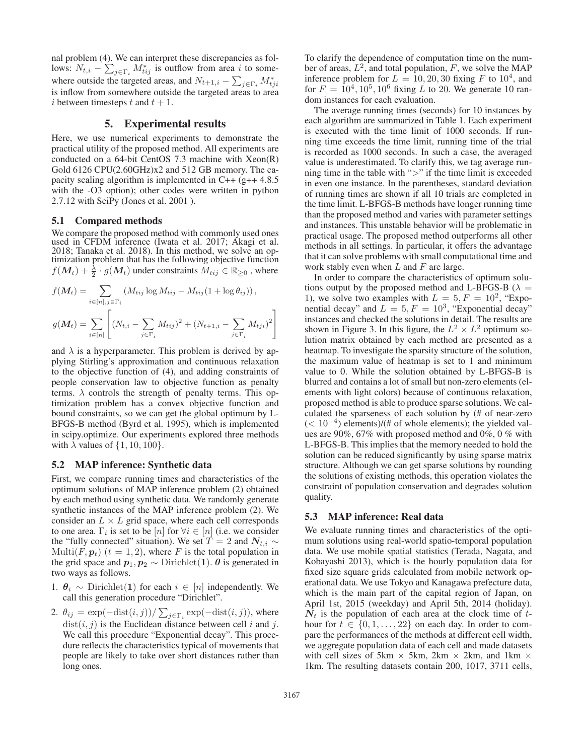nal problem (4). We can interpret these discrepancies as follows: $N_{t,i} - \sum_{j\in\Gamma_i} M^*_{tij}$ is outflow from area $i$ to somewhere outside the targeted areas, and $N_{t+1,i} - \sum_{j\in\Gamma_i} M^*_{tji}$ is inflow from somewhere outside the targeted areas to area $i$ between timesteps $t$ and $t+1$.

## 5. Experimental results

Here, we use numerical experiments to demonstrate the practical utility of the proposed method. All experiments are conducted on a 64-bit CentOS 7.3 machine with Xeon(R) Gold 6126 CPU(2.60GHz)x2 and 512 GB memory. The capacity scaling algorithm is implemented in C++ (g++ 4.8.5 with the -O3 option); other codes were written in python 2.7.12 with SciPy (Jones et al. 2001 ).

### 5.1 Compared methods

We compare the proposed method with commonly used ones used in CFDM inference (Iwata et al. 2017; Akagi et al. 2018; Tanaka et al. 2018). In this method, we solve an optimization problem that has the following objective function $f(\boldsymbol{M}_t) + \frac{\lambda}{2} \cdot g(\boldsymbol{M}_t)$ under constraints $M_{tij} \in \mathbb{R}_{\geq 0}$ , where

$$f(\boldsymbol{M}_t) = \sum_{i\in[n],j\in\Gamma_i} \left(M_{tij}\log M_{tij} - M_{tij}(1+\log\theta_{ij})\right),$$

$$g(\boldsymbol{M}_t) = \sum_{i\in[n]} \left[(N_{t,i} - \sum_{j\in\Gamma_i} M_{tij})^2 + (N_{t+1,i} - \sum_{j\in\Gamma_i} M_{tji})^2\right]$$

and $\lambda$ is a hyperparameter. This problem is derived by applying Stirling's approximation and continuous relaxation to the objective function of (4), and adding constraints of people conservation law to objective function as penalty terms. $\lambda$ controls the strength of penalty terms. This optimization problem has a convex objective function and bound constraints, so we can get the global optimum by L-BFGS-B method (Byrd et al. 1995), which is implemented in scipy.optimize. Our experiments explored three methods with $\lambda$ values of $\{1, 10, 100\}$.

### 5.2 MAP inference: Synthetic data

First, we compare running times and characteristics of the optimum solutions of MAP inference problem (2) obtained by each method using synthetic data. We randomly generate synthetic instances of the MAP inference problem (2). We consider an $L \times L$ grid space, where each cell corresponds to one area. $\Gamma_i$ is set to be $[n]$ for $\forall i \in [n]$ (i.e. we consider the "fully connected" situation). We set $T = 2$ and $\boldsymbol{N}_{t,i} \sim \mathrm{Multi}(F, \boldsymbol{p}_t)$ $(t = 1, 2)$, where $F$ is the total population in the grid space and $\boldsymbol{p}_1, \boldsymbol{p}_2 \sim \mathrm{Dirichlet}(\mathbf{1})$. $\boldsymbol{\theta}$ is generated in two ways as follows.

1. $\boldsymbol{\theta}_i \sim \mathrm{Dirichlet}(\mathbf{1})$ for each $i \in [n]$ independently. We call this generation procedure "Dirichlet".
2. $\theta_{ij} = \exp(-\mathrm{dist}(i,j))/\sum_{j\in\Gamma_i}\exp(-\mathrm{dist}(i,j))$, where $\mathrm{dist}(i,j)$ is the Euclidean distance between cell $i$ and $j$. We call this procedure "Exponential decay". This procedure reflects the characteristics typical of movements that people are likely to take over short distances rather than long ones.

To clarify the dependence of computation time on the number of areas, $L^2$, and total population, $F$, we solve the MAP inference problem for $L = 10, 20, 30$ fixing $F$ to $10^4$, and for $F = 10^4, 10^5, 10^6$ fixing $L$ to 20. We generate 10 random instances for each evaluation.

The average running times (seconds) for 10 instances by each algorithm are summarized in Table 1. Each experiment is executed with the time limit of 1000 seconds. If running time exceeds the time limit, running time of the trial is recorded as 1000 seconds. In such a case, the averaged value is underestimated. To clarify this, we tag average running time in the table with ">" if the time limit is exceeded in even one instance. In the parentheses, standard deviation of running times are shown if all 10 trials are completed in the time limit. L-BFGS-B methods have longer running time than the proposed method and varies with parameter settings and instances. This unstable behavior will be problematic in practical usage. The proposed method outperforms all other methods in all settings. In particular, it offers the advantage that it can solve problems with small computational time and work stably even when $L$ and $F$ are large.

In order to compare the characteristics of optimum solutions output by the proposed method and L-BFGS-B ($\lambda = 1$), we solve two examples with $L = 5, F = 10^2$, "Exponential decay" and $L = 5, F = 10^3$, "Exponential decay" instances and checked the solutions in detail. The results are shown in Figure 3. In this figure, the $L^2 \times L^2$ optimum solution matrix obtained by each method are presented as a heatmap. To investigate the sparsity structure of the solution, the maximum value of heatmap is set to 1 and minimum value to 0. While the solution obtained by L-BFGS-B is blurred and contains a lot of small but non-zero elements (elements with light colors) because of continuous relaxation, proposed method is able to produce sparse solutions. We calculated the sparseness of each solution by (# of near-zero ($< 10^{-4}$) elements)/(# of whole elements); the yielded values are 90%, 67% with proposed method and 0%, 0 % with L-BFGS-B. This implies that the memory needed to hold the solution can be reduced significantly by using sparse matrix structure. Although we can get sparse solutions by rounding the solutions of existing methods, this operation violates the constraint of population conservation and degrades solution quality.

### 5.3 MAP inference: Real data

We evaluate running times and characteristics of the optimum solutions using real-world spatio-temporal population data. We use mobile spatial statistics (Terada, Nagata, and Kobayashi 2013), which is the hourly population data for fixed size square grids calculated from mobile network operational data. We use Tokyo and Kanagawa prefecture data, which is the main part of the capital region of Japan, on April 1st, 2015 (weekday) and April 5th, 2014 (holiday). $\boldsymbol{N}_t$ is the population of each area at the clock time of $t$-hour for $t \in \{0, 1, \ldots, 22\}$ on each day. In order to compare the performances of the methods at different cell width, we aggregate population data of each cell and made datasets with cell sizes of 5km $\times$ 5km, 2km $\times$ 2km, and 1km $\times$ 1km. The resulting datasets contain 200, 1017, 3711 cells,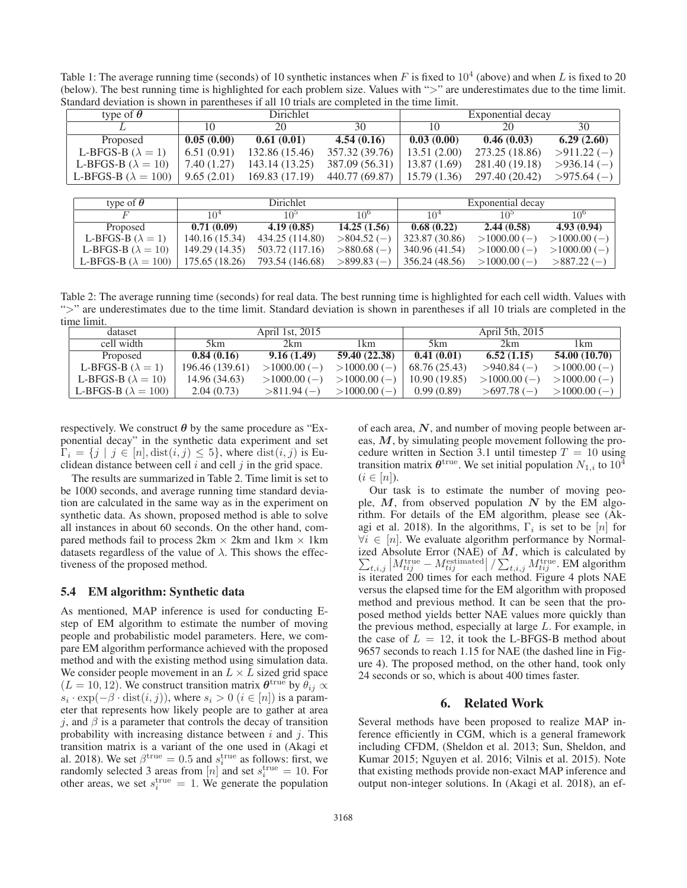Table 1: The average running time (seconds) of 10 synthetic instances when $F$ is fixed to $10^4$ (above) and when $L$ is fixed to 20 (below). The best running time is highlighted for each problem size. Values with ">" are underestimates due to the time limit. Standard deviation is shown in parentheses if all 10 trials are completed in the time limit.

| type of $\boldsymbol{\theta}$ | Dirichlet | | | Exponential decay | | |
|---|---|---|---|---|---|---|
| $L$ | 10 | 20 | 30 | 10 | 20 | 30 |
| Proposed | **0.05 (0.00)** | **0.61 (0.01)** | **4.54 (0.16)** | **0.03 (0.00)** | **0.46 (0.03)** | **6.29 (2.60)** |
| L-BFGS-B ($\lambda = 1$) | 6.51 (0.91) | 132.86 (15.46) | 357.32 (39.76) | 13.51 (2.00) | 273.25 (18.86) | >911.22 (−) |
| L-BFGS-B ($\lambda = 10$) | 7.40 (1.27) | 143.14 (13.25) | 387.09 (56.31) | 13.87 (1.69) | 281.40 (19.18) | >936.14 (−) |
| L-BFGS-B ($\lambda = 100$) | 9.65 (2.01) | 169.83 (17.19) | 440.77 (69.87) | 15.79 (1.36) | 297.40 (20.42) | >975.64 (−) |

| type of $\boldsymbol{\theta}$ | Dirichlet | | | Exponential decay | | |
|---|---|---|---|---|---|---|
| $F$ | $10^4$ | $10^5$ | $10^6$ | $10^4$ | $10^5$ | $10^6$ |
| Proposed | **0.71 (0.09)** | **4.19 (0.85)** | **14.25 (1.56)** | **0.68 (0.22)** | **2.44 (0.58)** | **4.93 (0.94)** |
| L-BFGS-B ($\lambda = 1$) | 140.16 (15.34) | 434.25 (114.80) | >804.52 (−) | 323.87 (30.86) | >1000.00 (−) | >1000.00 (−) |
| L-BFGS-B ($\lambda = 10$) | 149.29 (14.35) | 503.72 (117.16) | >880.68 (−) | 340.96 (41.54) | >1000.00 (−) | >1000.00 (−) |
| L-BFGS-B ($\lambda = 100$) | 175.65 (18.26) | 793.54 (146.68) | >899.83 (−) | 356.24 (48.56) | >1000.00 (−) | >887.22 (−) |

Table 2: The average running time (seconds) for real data. The best running time is highlighted for each cell width. Values with ">" are underestimates due to the time limit. Standard deviation is shown in parentheses if all 10 trials are completed in the time limit.

| dataset | April 1st, 2015 | | | April 5th, 2015 | | |
|---|---|---|---|---|---|---|
| cell width | 5km | 2km | 1km | 5km | 2km | 1km |
| Proposed | **0.84 (0.16)** | **9.16 (1.49)** | **59.40 (22.38)** | **0.41 (0.01)** | **6.52 (1.15)** | **54.00 (10.70)** |
| L-BFGS-B ($\lambda = 1$) | 196.46 (139.61) | >1000.00 (−) | >1000.00 (−) | 68.76 (25.43) | >940.84 (−) | >1000.00 (−) |
| L-BFGS-B ($\lambda = 10$) | 14.96 (34.63) | >1000.00 (−) | >1000.00 (−) | 10.90 (19.85) | >1000.00 (−) | >1000.00 (−) |
| L-BFGS-B ($\lambda = 100$) | 2.04 (0.73) | >811.94 (−) | >1000.00 (−) | 0.99 (0.89) | >697.78 (−) | >1000.00 (−) |

respectively. We construct $\boldsymbol{\theta}$ by the same procedure as "Exponential decay" in the synthetic data experiment and set $\Gamma_i = \{j \mid j \in [n], \mathrm{dist}(i, j) \leq 5\}$, where $\mathrm{dist}(i, j)$ is Euclidean distance between cell $i$ and cell $j$ in the grid space.

The results are summarized in Table 2. Time limit is set to be 1000 seconds, and average running time standard deviation are calculated in the same way as in the experiment on synthetic data. As shown, proposed method is able to solve all instances in about 60 seconds. On the other hand, compared methods fail to process 2km × 2km and 1km × 1km datasets regardless of the value of $\lambda$. This shows the effectiveness of the proposed method.

### 5.4 EM algorithm: Synthetic data

As mentioned, MAP inference is used for conducting E-step of EM algorithm to estimate the number of moving people and probabilistic model parameters. Here, we compare EM algorithm performance achieved with the proposed method and with the existing method using simulation data. We consider people movement in an $L \times L$ sized grid space ($L = 10, 12$). We construct transition matrix $\boldsymbol{\theta}^{\mathrm{true}}$ by $\theta_{ij} \propto s_i \cdot \exp(-\beta \cdot \mathrm{dist}(i, j))$, where $s_i > 0$ ($i \in [n]$) is a parameter that represents how likely people are to gather at area $j$, and $\beta$ is a parameter that controls the decay of transition probability with increasing distance between $i$ and $j$. This transition matrix is a variant of the one used in (Akagi et al. 2018). We set $\beta^{\mathrm{true}} = 0.5$ and $s_i^{\mathrm{true}}$ as follows: first, we randomly selected 3 areas from $[n]$ and set $s_i^{\mathrm{true}} = 10$. For other areas, we set $s_i^{\mathrm{true}} = 1$. We generate the population of each area, $\boldsymbol{N}$, and number of moving people between areas, $\boldsymbol{M}$, by simulating people movement following the procedure written in Section 3.1 until timestep $T = 10$ using transition matrix $\boldsymbol{\theta}^{\mathrm{true}}$. We set initial population $N_{1,i}$ to $10^4$ ($i \in [n]$).

Our task is to estimate the number of moving people, $\boldsymbol{M}$, from observed population $\boldsymbol{N}$ by the EM algorithm. For details of the EM algorithm, please see (Akagi et al. 2018). In the algorithms, $\Gamma_i$ is set to be $[n]$ for $\forall i \in [n]$. We evaluate algorithm performance by Normalized Absolute Error (NAE) of $\boldsymbol{M}$, which is calculated by $\sum_{t,i,j} \left| M_{tij}^{\mathrm{true}} - M_{tij}^{\mathrm{estimated}} \right| / \sum_{t,i,j} M_{tij}^{\mathrm{true}}$. EM algorithm is iterated 200 times for each method. Figure 4 plots NAE versus the elapsed time for the EM algorithm with proposed method and previous method. It can be seen that the proposed method yields better NAE values more quickly than the previous method, especially at large $L$. For example, in the case of $L = 12$, it took the L-BFGS-B method about 9657 seconds to reach 1.15 for NAE (the dashed line in Figure 4). The proposed method, on the other hand, took only 24 seconds or so, which is about 400 times faster.

## 6. Related Work

Several methods have been proposed to realize MAP inference efficiently in CGM, which is a general framework including CFDM, (Sheldon et al. 2013; Sun, Sheldon, and Kumar 2015; Nguyen et al. 2016; Vilnis et al. 2015). Note that existing methods provide non-exact MAP inference and output non-integer solutions. In (Akagi et al. 2018), an ef-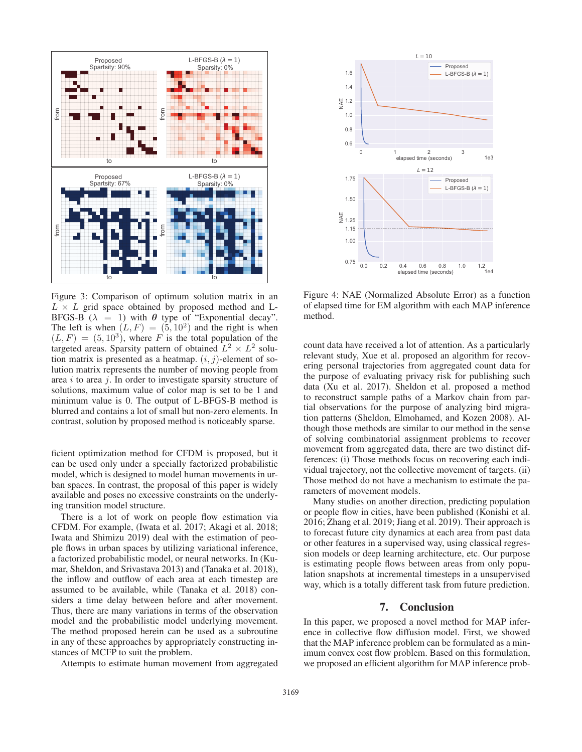Figure 3: Comparison of optimum solution matrix in an $L \times L$ grid space obtained by proposed method and L-BFGS-B ($\lambda = 1$) with $\boldsymbol{\theta}$ type of "Exponential decay". The left is when $(L, F) = (5, 10^2)$ and the right is when $(L, F) = (5, 10^3)$, where $F$ is the total population of the targeted areas. Sparsity pattern of obtained $L^2 \times L^2$ solution matrix is presented as a heatmap. $(i, j)$-element of solution matrix represents the number of moving people from area $i$ to area $j$. In order to investigate sparsity structure of solutions, maximum value of color map is set to be 1 and minimum value is 0. The output of L-BFGS-B method is blurred and contains a lot of small but non-zero elements. In contrast, solution by proposed method is noticeably sparse.

Figure 4: NAE (Normalized Absolute Error) as a function of elapsed time for EM algorithm with each MAP inference method.

ficient optimization method for CFDM is proposed, but it can be used only under a specially factorized probabilistic model, which is designed to model human movements in urban spaces. In contrast, the proposal of this paper is widely available and poses no excessive constraints on the underlying transition model structure.

There is a lot of work on people flow estimation via CFDM. For example, (Iwata et al. 2017; Akagi et al. 2018; Iwata and Shimizu 2019) deal with the estimation of people flows in urban spaces by utilizing variational inference, a factorized probabilistic model, or neural networks. In (Kumar, Sheldon, and Srivastava 2013) and (Tanaka et al. 2018), the inflow and outflow of each area at each timestep are assumed to be available, while (Tanaka et al. 2018) considers a time delay between before and after movement. Thus, there are many variations in terms of the observation model and the probabilistic model underlying movement. The method proposed herein can be used as a subroutine in any of these approaches by appropriately constructing instances of MCFP to suit the problem.

Attempts to estimate human movement from aggregated count data have received a lot of attention. As a particularly relevant study, Xue et al. proposed an algorithm for recovering personal trajectories from aggregated count data for the purpose of evaluating privacy risk for publishing such data (Xu et al. 2017). Sheldon et al. proposed a method to reconstruct sample paths of a Markov chain from partial observations for the purpose of analyzing bird migration patterns (Sheldon, Elmohamed, and Kozen 2008). Although those methods are similar to our method in the sense of solving combinatorial assignment problems to recover movement from aggregated data, there are two distinct differences: (i) Those methods focus on recovering each individual trajectory, not the collective movement of targets. (ii) Those method do not have a mechanism to estimate the parameters of movement models.

Many studies on another direction, predicting population or people flow in cities, have been published (Konishi et al. 2016; Zhang et al. 2019; Jiang et al. 2019). Their approach is to forecast future city dynamics at each area from past data or other features in a supervised way, using classical regression models or deep learning architecture, etc. Our purpose is estimating people flows between areas from population snapshots at incremental timesteps in a unsupervised way, which is a totally different task from future prediction.

## 7. Conclusion

In this paper, we proposed a novel method for MAP inference in collective flow diffusion model. First, we showed that the MAP inference problem can be formulated as a minimum convex cost flow problem. Based on this formulation, we proposed an efficient algorithm for MAP inference prob-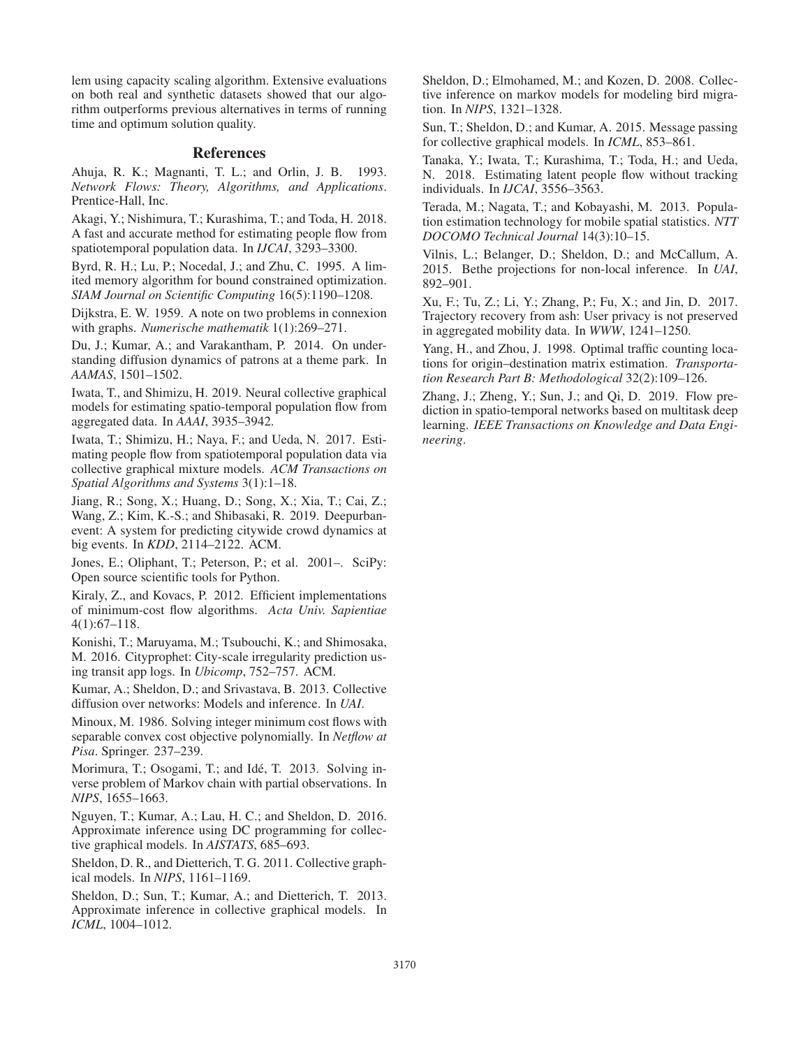lem using capacity scaling algorithm. Extensive evaluations on both real and synthetic datasets showed that our algorithm outperforms previous alternatives in terms of running time and optimum solution quality.

## References

Ahuja, R. K.; Magnanti, T. L.; and Orlin, J. B. 1993. *Network Flows: Theory, Algorithms, and Applications*. Prentice-Hall, Inc.

Akagi, Y.; Nishimura, T.; Kurashima, T.; and Toda, H. 2018. A fast and accurate method for estimating people flow from spatiotemporal population data. In *IJCAI*, 3293–3300.

Byrd, R. H.; Lu, P.; Nocedal, J.; and Zhu, C. 1995. A limited memory algorithm for bound constrained optimization. *SIAM Journal on Scientific Computing* 16(5):1190–1208.

Dijkstra, E. W. 1959. A note on two problems in connexion with graphs. *Numerische mathematik* 1(1):269–271.

Du, J.; Kumar, A.; and Varakantham, P. 2014. On understanding diffusion dynamics of patrons at a theme park. In *AAMAS*, 1501–1502.

Iwata, T., and Shimizu, H. 2019. Neural collective graphical models for estimating spatio-temporal population flow from aggregated data. In *AAAI*, 3935–3942.

Iwata, T.; Shimizu, H.; Naya, F.; and Ueda, N. 2017. Estimating people flow from spatiotemporal population data via collective graphical mixture models. *ACM Transactions on Spatial Algorithms and Systems* 3(1):1–18.

Jiang, R.; Song, X.; Huang, D.; Song, X.; Xia, T.; Cai, Z.; Wang, Z.; Kim, K.-S.; and Shibasaki, R. 2019. Deepurbanevent: A system for predicting citywide crowd dynamics at big events. In *KDD*, 2114–2122. ACM.

Jones, E.; Oliphant, T.; Peterson, P.; et al. 2001–. SciPy: Open source scientific tools for Python.

Kiraly, Z., and Kovacs, P. 2012. Efficient implementations of minimum-cost flow algorithms. *Acta Univ. Sapientiae* 4(1):67–118.

Konishi, T.; Maruyama, M.; Tsubouchi, K.; and Shimosaka, M. 2016. Cityprophet: City-scale irregularity prediction using transit app logs. In *Ubicomp*, 752–757. ACM.

Kumar, A.; Sheldon, D.; and Srivastava, B. 2013. Collective diffusion over networks: Models and inference. In *UAI*.

Minoux, M. 1986. Solving integer minimum cost flows with separable convex cost objective polynomially. In *Netflow at Pisa*. Springer. 237–239.

Morimura, T.; Osogami, T.; and Idé, T. 2013. Solving inverse problem of Markov chain with partial observations. In *NIPS*, 1655–1663.

Nguyen, T.; Kumar, A.; Lau, H. C.; and Sheldon, D. 2016. Approximate inference using DC programming for collective graphical models. In *AISTATS*, 685–693.

Sheldon, D. R., and Dietterich, T. G. 2011. Collective graphical models. In *NIPS*, 1161–1169.

Sheldon, D.; Sun, T.; Kumar, A.; and Dietterich, T. 2013. Approximate inference in collective graphical models. In *ICML*, 1004–1012.

Sheldon, D.; Elmohamed, M.; and Kozen, D. 2008. Collective inference on markov models for modeling bird migration. In *NIPS*, 1321–1328.

Sun, T.; Sheldon, D.; and Kumar, A. 2015. Message passing for collective graphical models. In *ICML*, 853–861.

Tanaka, Y.; Iwata, T.; Kurashima, T.; Toda, H.; and Ueda, N. 2018. Estimating latent people flow without tracking individuals. In *IJCAI*, 3556–3563.

Terada, M.; Nagata, T.; and Kobayashi, M. 2013. Population estimation technology for mobile spatial statistics. *NTT DOCOMO Technical Journal* 14(3):10–15.

Vilnis, L.; Belanger, D.; Sheldon, D.; and McCallum, A. 2015. Bethe projections for non-local inference. In *UAI*, 892–901.

Xu, F.; Tu, Z.; Li, Y.; Zhang, P.; Fu, X.; and Jin, D. 2017. Trajectory recovery from ash: User privacy is not preserved in aggregated mobility data. In *WWW*, 1241–1250.

Yang, H., and Zhou, J. 1998. Optimal traffic counting locations for origin–destination matrix estimation. *Transportation Research Part B: Methodological* 32(2):109–126.

Zhang, J.; Zheng, Y.; Sun, J.; and Qi, D. 2019. Flow prediction in spatio-temporal networks based on multitask deep learning. *IEEE Transactions on Knowledge and Data Engineering*.